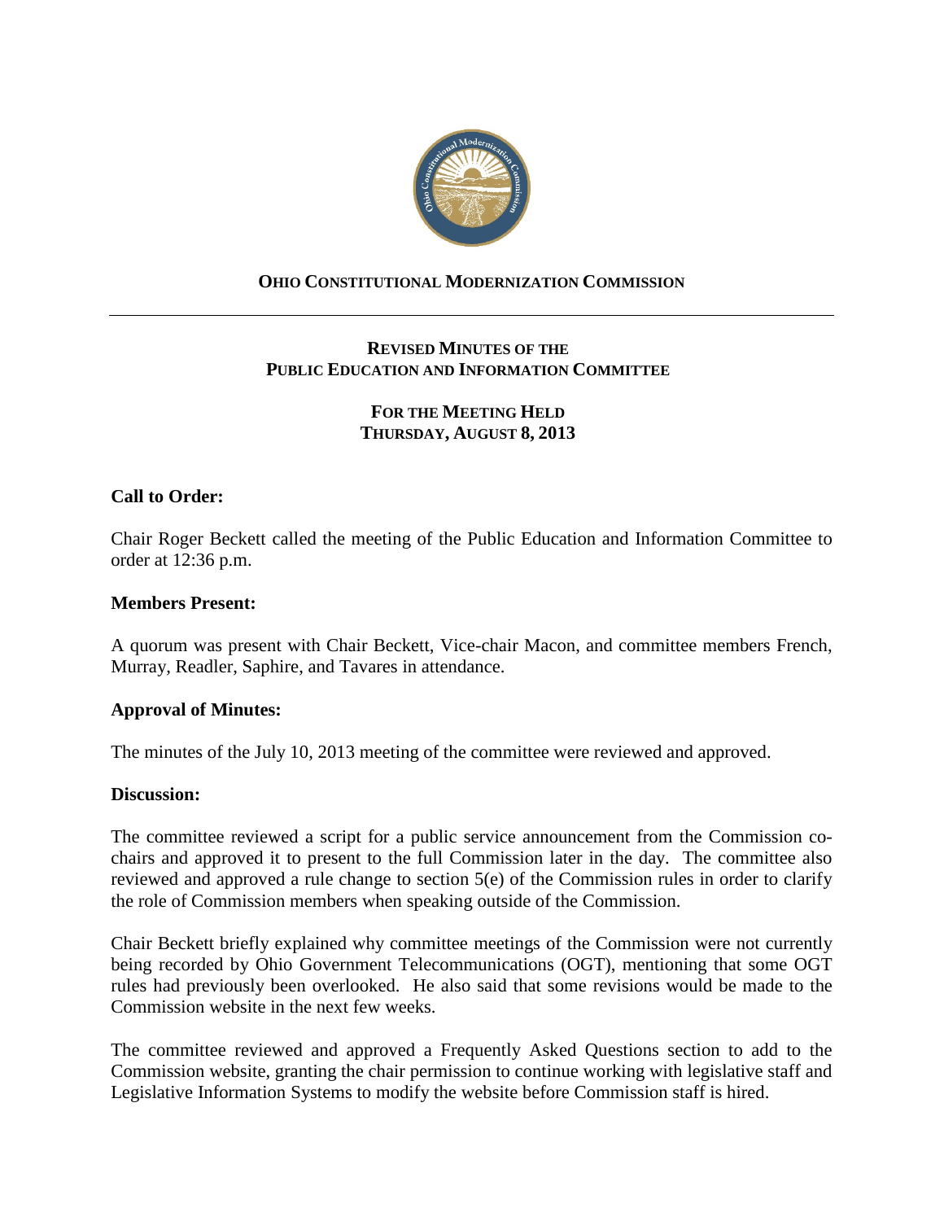**OHIO CONSTITUTIONAL MODERNIZATION COMMISSION**

---

**REVISED MINUTES OF THE**
**PUBLIC EDUCATION AND INFORMATION COMMITTEE**

**FOR THE MEETING HELD**
**THURSDAY, AUGUST 8, 2013**

**Call to Order:**

Chair Roger Beckett called the meeting of the Public Education and Information Committee to order at 12:36 p.m.

**Members Present:**

A quorum was present with Chair Beckett, Vice-chair Macon, and committee members French, Murray, Readler, Saphire, and Tavares in attendance.

**Approval of Minutes:**

The minutes of the July 10, 2013 meeting of the committee were reviewed and approved.

**Discussion:**

The committee reviewed a script for a public service announcement from the Commission co-chairs and approved it to present to the full Commission later in the day. The committee also reviewed and approved a rule change to section 5(e) of the Commission rules in order to clarify the role of Commission members when speaking outside of the Commission.

Chair Beckett briefly explained why committee meetings of the Commission were not currently being recorded by Ohio Government Telecommunications (OGT), mentioning that some OGT rules had previously been overlooked. He also said that some revisions would be made to the Commission website in the next few weeks.

The committee reviewed and approved a Frequently Asked Questions section to add to the Commission website, granting the chair permission to continue working with legislative staff and Legislative Information Systems to modify the website before Commission staff is hired.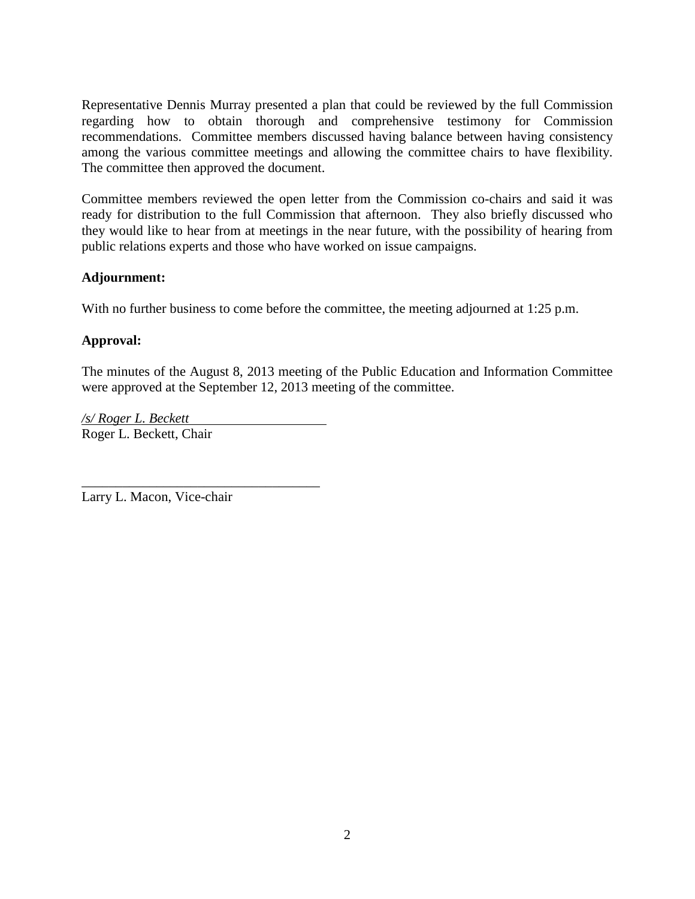Representative Dennis Murray presented a plan that could be reviewed by the full Commission regarding how to obtain thorough and comprehensive testimony for Commission recommendations. Committee members discussed having balance between having consistency among the various committee meetings and allowing the committee chairs to have flexibility. The committee then approved the document.

Committee members reviewed the open letter from the Commission co-chairs and said it was ready for distribution to the full Commission that afternoon. They also briefly discussed who they would like to hear from at meetings in the near future, with the possibility of hearing from public relations experts and those who have worked on issue campaigns.

**Adjournment:**

With no further business to come before the committee, the meeting adjourned at 1:25 p.m.

**Approval:**

The minutes of the August 8, 2013 meeting of the Public Education and Information Committee were approved at the September 12, 2013 meeting of the committee.

*/s/ Roger L. Beckett*
Roger L. Beckett, Chair

___________________________________
Larry L. Macon, Vice-chair